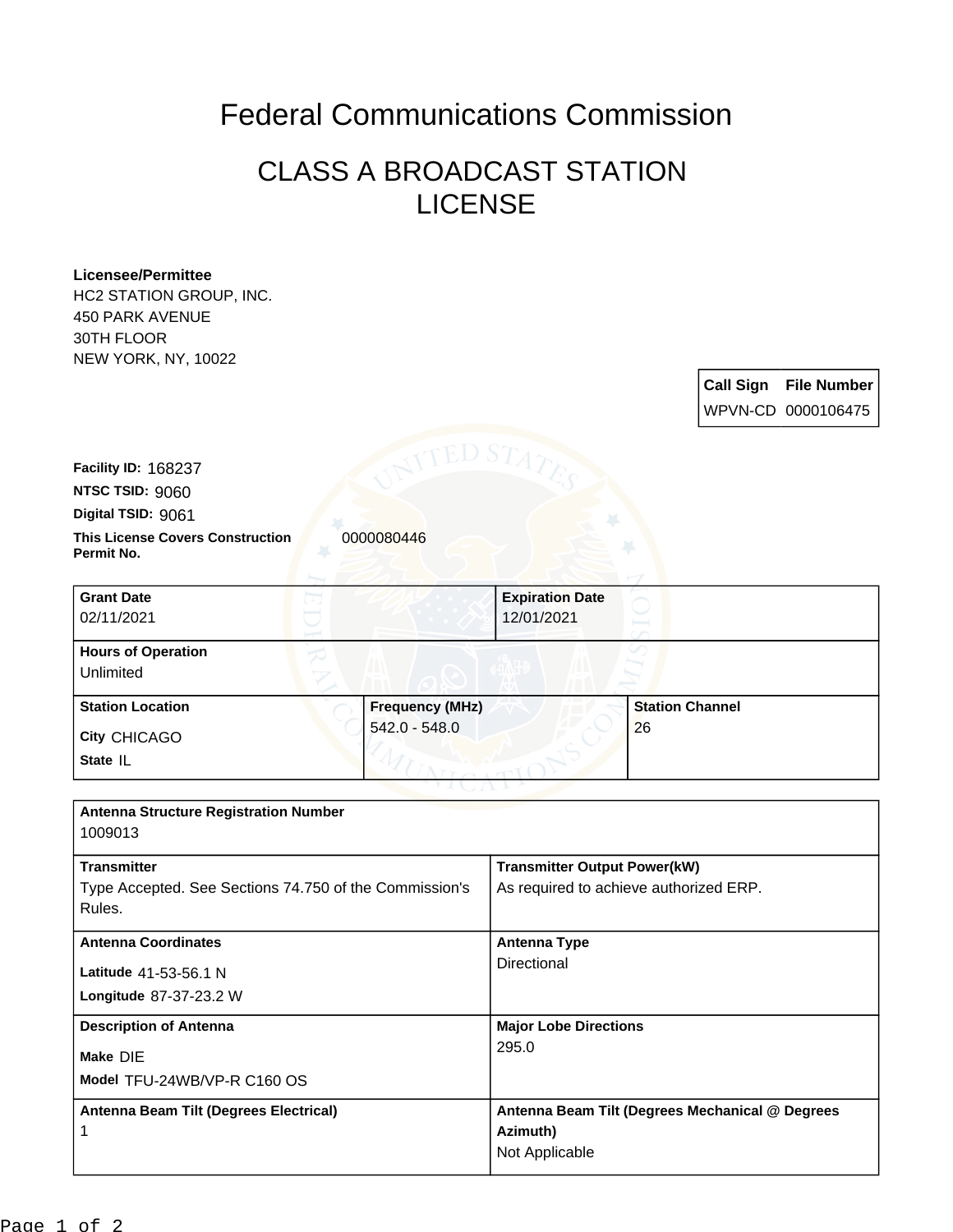# Federal Communications Commission

## CLASS A BROADCAST STATION LICENSE

**Licensee/Permittee**
HC2 STATION GROUP, INC.
450 PARK AVENUE
30TH FLOOR
NEW YORK, NY, 10022

| Call Sign | File Number |
| --- | --- |
| WPVN-CD | 0000106475 |

**Facility ID:** 168237
**NTSC TSID:** 9060
**Digital TSID:** 9061
**This License Covers Construction Permit No.** 0000080446

| Grant Date | Expiration Date |
| --- | --- |
| 02/11/2021 | 12/01/2021 |

**Hours of Operation**
Unlimited

| Station Location | Frequency (MHz) | Station Channel |
| --- | --- | --- |
| City CHICAGO<br>State IL | 542.0 - 548.0 | 26 |

**Antenna Structure Registration Number**
1009013

| Transmitter | Transmitter Output Power(kW) |
| --- | --- |
| Type Accepted. See Sections 74.750 of the Commission's Rules. | As required to achieve authorized ERP. |

| Antenna Coordinates | Antenna Type |
| --- | --- |
| Latitude 41-53-56.1 N<br>Longitude 87-37-23.2 W | Directional |

| Description of Antenna | Major Lobe Directions |
| --- | --- |
| Make DIE<br>Model TFU-24WB/VP-R C160 OS | 295.0 |

| Antenna Beam Tilt (Degrees Electrical) | Antenna Beam Tilt (Degrees Mechanical @ Degrees Azimuth) |
| --- | --- |
| 1 | Not Applicable |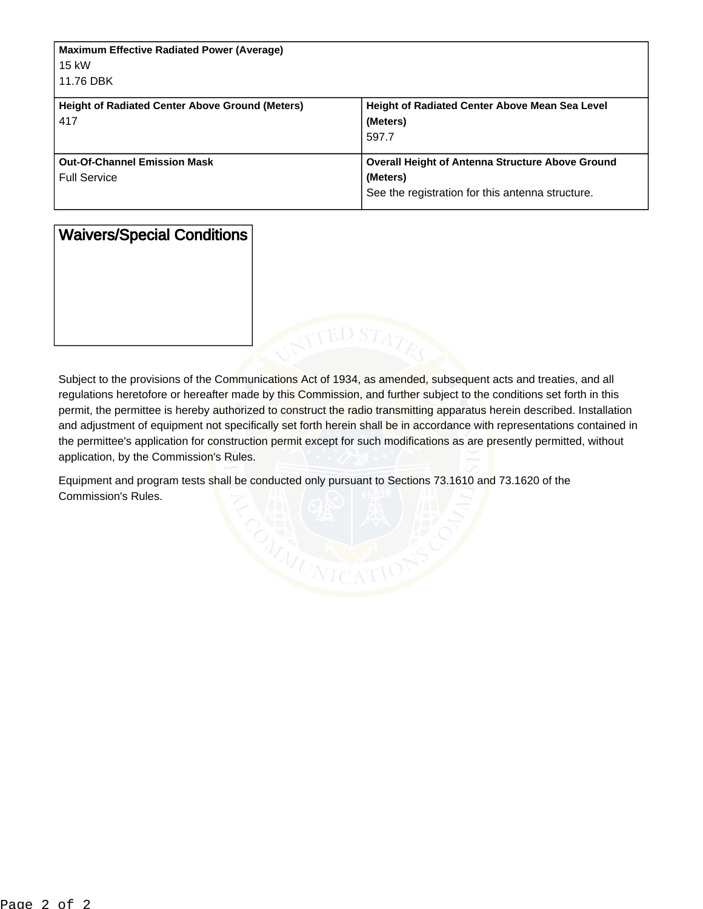| | |
|---|---|
| **Maximum Effective Radiated Power (Average)**<br>15 kW<br>11.76 DBK | |
| **Height of Radiated Center Above Ground (Meters)**<br>417 | **Height of Radiated Center Above Mean Sea Level (Meters)**<br>597.7 |
| **Out-Of-Channel Emission Mask**<br>Full Service | **Overall Height of Antenna Structure Above Ground (Meters)**<br>See the registration for this antenna structure. |

## Waivers/Special Conditions

Subject to the provisions of the Communications Act of 1934, as amended, subsequent acts and treaties, and all regulations heretofore or hereafter made by this Commission, and further subject to the conditions set forth in this permit, the permittee is hereby authorized to construct the radio transmitting apparatus herein described. Installation and adjustment of equipment not specifically set forth herein shall be in accordance with representations contained in the permittee's application for construction permit except for such modifications as are presently permitted, without application, by the Commission's Rules.

Equipment and program tests shall be conducted only pursuant to Sections 73.1610 and 73.1620 of the Commission's Rules.